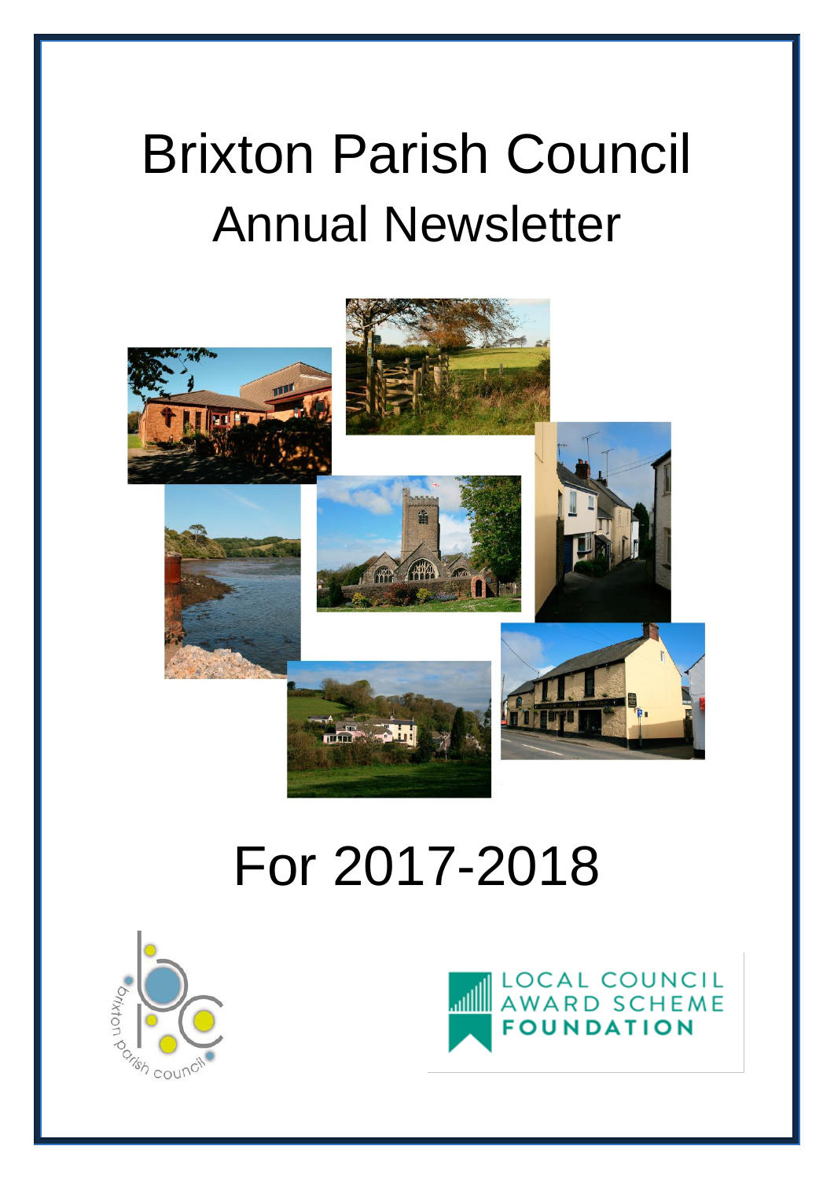# Brixton Parish Council

## Annual Newsletter

## For 2017-2018

brixton parish council

LOCAL COUNCIL AWARD SCHEME FOUNDATION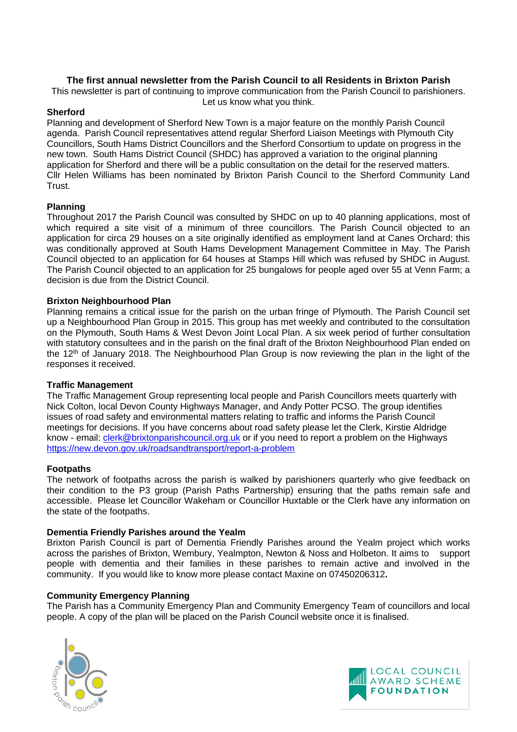**The first annual newsletter from the Parish Council to all Residents in Brixton Parish**

This newsletter is part of continuing to improve communication from the Parish Council to parishioners. Let us know what you think.

**Sherford**

Planning and development of Sherford New Town is a major feature on the monthly Parish Council agenda. Parish Council representatives attend regular Sherford Liaison Meetings with Plymouth City Councillors, South Hams District Councillors and the Sherford Consortium to update on progress in the new town. South Hams District Council (SHDC) has approved a variation to the original planning application for Sherford and there will be a public consultation on the detail for the reserved matters. Cllr Helen Williams has been nominated by Brixton Parish Council to the Sherford Community Land Trust.

**Planning**

Throughout 2017 the Parish Council was consulted by SHDC on up to 40 planning applications, most of which required a site visit of a minimum of three councillors. The Parish Council objected to an application for circa 29 houses on a site originally identified as employment land at Canes Orchard; this was conditionally approved at South Hams Development Management Committee in May. The Parish Council objected to an application for 64 houses at Stamps Hill which was refused by SHDC in August. The Parish Council objected to an application for 25 bungalows for people aged over 55 at Venn Farm; a decision is due from the District Council.

**Brixton Neighbourhood Plan**

Planning remains a critical issue for the parish on the urban fringe of Plymouth. The Parish Council set up a Neighbourhood Plan Group in 2015. This group has met weekly and contributed to the consultation on the Plymouth, South Hams & West Devon Joint Local Plan. A six week period of further consultation with statutory consultees and in the parish on the final draft of the Brixton Neighbourhood Plan ended on the 12th of January 2018. The Neighbourhood Plan Group is now reviewing the plan in the light of the responses it received.

**Traffic Management**

The Traffic Management Group representing local people and Parish Councillors meets quarterly with Nick Colton, local Devon County Highways Manager, and Andy Potter PCSO. The group identifies issues of road safety and environmental matters relating to traffic and informs the Parish Council meetings for decisions. If you have concerns about road safety please let the Clerk, Kirstie Aldridge know - email: clerk@brixtonparishcouncil.org.uk or if you need to report a problem on the Highways https://new.devon.gov.uk/roadsandtransport/report-a-problem

**Footpaths**

The network of footpaths across the parish is walked by parishioners quarterly who give feedback on their condition to the P3 group (Parish Paths Partnership) ensuring that the paths remain safe and accessible. Please let Councillor Wakeham or Councillor Huxtable or the Clerk have any information on the state of the footpaths.

**Dementia Friendly Parishes around the Yealm**

Brixton Parish Council is part of Dementia Friendly Parishes around the Yealm project which works across the parishes of Brixton, Wembury, Yealmpton, Newton & Noss and Holbeton. It aims to support people with dementia and their families in these parishes to remain active and involved in the community. If you would like to know more please contact Maxine on 07450206312**.**

**Community Emergency Planning**

The Parish has a Community Emergency Plan and Community Emergency Team of councillors and local people. A copy of the plan will be placed on the Parish Council website once it is finalised.

brixton parish council

LOCAL COUNCIL AWARD SCHEME FOUNDATION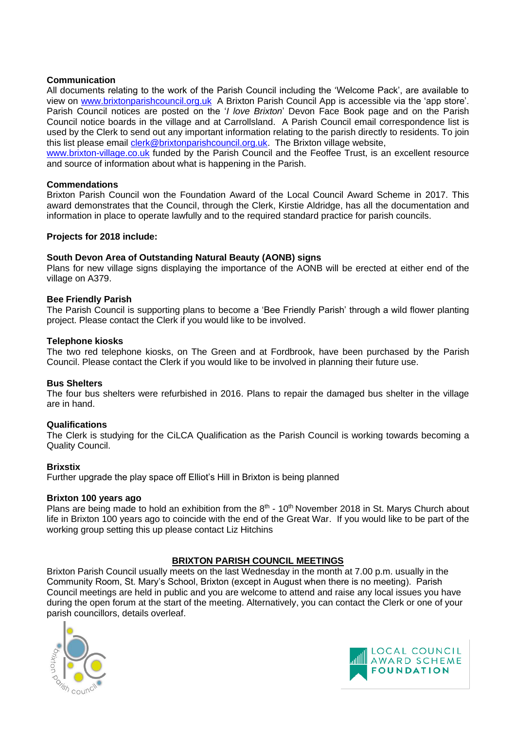**Communication**

All documents relating to the work of the Parish Council including the 'Welcome Pack', are available to view on www.brixtonparishcouncil.org.uk A Brixton Parish Council App is accessible via the 'app store'. Parish Council notices are posted on the '*I love Brixton*' Devon Face Book page and on the Parish Council notice boards in the village and at Carrollsland. A Parish Council email correspondence list is used by the Clerk to send out any important information relating to the parish directly to residents. To join this list please email clerk@brixtonparishcouncil.org.uk. The Brixton village website, www.brixton-village.co.uk funded by the Parish Council and the Feoffee Trust, is an excellent resource and source of information about what is happening in the Parish.

**Commendations**

Brixton Parish Council won the Foundation Award of the Local Council Award Scheme in 2017. This award demonstrates that the Council, through the Clerk, Kirstie Aldridge, has all the documentation and information in place to operate lawfully and to the required standard practice for parish councils.

**Projects for 2018 include:**

**South Devon Area of Outstanding Natural Beauty (AONB) signs**

Plans for new village signs displaying the importance of the AONB will be erected at either end of the village on A379.

**Bee Friendly Parish**

The Parish Council is supporting plans to become a 'Bee Friendly Parish' through a wild flower planting project. Please contact the Clerk if you would like to be involved.

**Telephone kiosks**

The two red telephone kiosks, on The Green and at Fordbrook, have been purchased by the Parish Council. Please contact the Clerk if you would like to be involved in planning their future use.

**Bus Shelters**

The four bus shelters were refurbished in 2016. Plans to repair the damaged bus shelter in the village are in hand.

**Qualifications**

The Clerk is studying for the CiLCA Qualification as the Parish Council is working towards becoming a Quality Council.

**Brixstix**

Further upgrade the play space off Elliot's Hill in Brixton is being planned

**Brixton 100 years ago**

Plans are being made to hold an exhibition from the 8th - 10th November 2018 in St. Marys Church about life in Brixton 100 years ago to coincide with the end of the Great War. If you would like to be part of the working group setting this up please contact Liz Hitchins

**BRIXTON PARISH COUNCIL MEETINGS**

Brixton Parish Council usually meets on the last Wednesday in the month at 7.00 p.m. usually in the Community Room, St. Mary's School, Brixton (except in August when there is no meeting). Parish Council meetings are held in public and you are welcome to attend and raise any local issues you have during the open forum at the start of the meeting. Alternatively, you can contact the Clerk or one of your parish councillors, details overleaf.

brixton parish council

LOCAL COUNCIL AWARD SCHEME FOUNDATION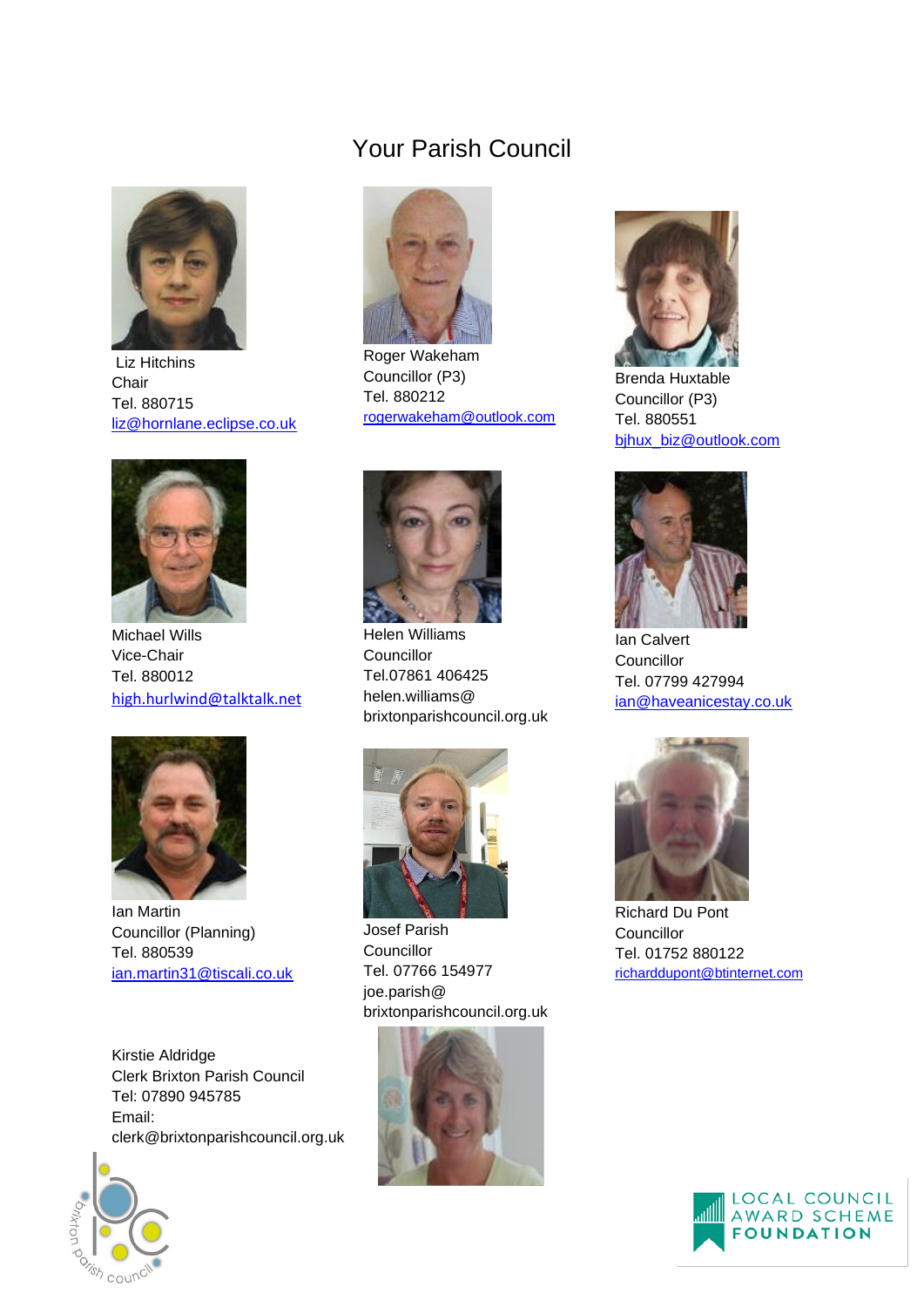# Your Parish Council

Liz Hitchins
Chair
Tel. 880715
liz@hornlane.eclipse.co.uk

Roger Wakeham
Councillor (P3)
Tel. 880212
rogerwakeham@outlook.com

Brenda Huxtable
Councillor (P3)
Tel. 880551
bjhux_biz@outlook.com

Michael Wills
Vice-Chair
Tel. 880012
high.hurlwind@talktalk.net

Helen Williams
Councillor
Tel.07861 406425
helen.williams@
brixtonparishcouncil.org.uk

Ian Calvert
Councillor
Tel. 07799 427994
ian@haveanicestay.co.uk

Ian Martin
Councillor (Planning)
Tel. 880539
ian.martin31@tiscali.co.uk

Josef Parish
Councillor
Tel. 07766 154977
joe.parish@
brixtonparishcouncil.org.uk

Richard Du Pont
Councillor
Tel. 01752 880122
richarddupont@btinternet.com

Kirstie Aldridge
Clerk Brixton Parish Council
Tel: 07890 945785
Email:
clerk@brixtonparishcouncil.org.uk

brixton parish council

LOCAL COUNCIL AWARD SCHEME FOUNDATION